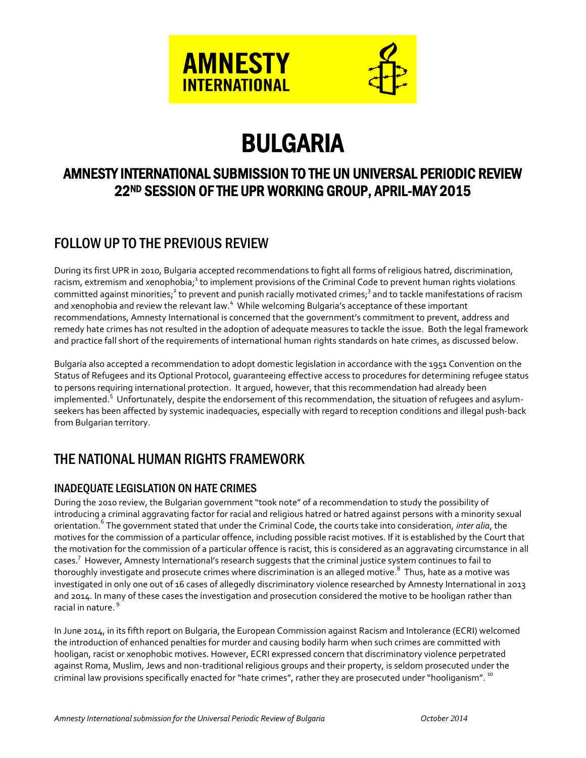AMNESTY INTERNATIONAL

# BULGARIA

## AMNESTY INTERNATIONAL SUBMISSION TO THE UN UNIVERSAL PERIODIC REVIEW 22ND SESSION OF THE UPR WORKING GROUP, APRIL-MAY 2015

## FOLLOW UP TO THE PREVIOUS REVIEW

During its first UPR in 2010, Bulgaria accepted recommendations to fight all forms of religious hatred, discrimination, racism, extremism and xenophobia;[1] to implement provisions of the Criminal Code to prevent human rights violations committed against minorities;[2] to prevent and punish racially motivated crimes;[3] and to tackle manifestations of racism and xenophobia and review the relevant law.[4] While welcoming Bulgaria's acceptance of these important recommendations, Amnesty International is concerned that the government's commitment to prevent, address and remedy hate crimes has not resulted in the adoption of adequate measures to tackle the issue. Both the legal framework and practice fall short of the requirements of international human rights standards on hate crimes, as discussed below.

Bulgaria also accepted a recommendation to adopt domestic legislation in accordance with the 1951 Convention on the Status of Refugees and its Optional Protocol, guaranteeing effective access to procedures for determining refugee status to persons requiring international protection. It argued, however, that this recommendation had already been implemented.[5] Unfortunately, despite the endorsement of this recommendation, the situation of refugees and asylum-seekers has been affected by systemic inadequacies, especially with regard to reception conditions and illegal push-back from Bulgarian territory.

## THE NATIONAL HUMAN RIGHTS FRAMEWORK

### INADEQUATE LEGISLATION ON HATE CRIMES

During the 2010 review, the Bulgarian government "took note" of a recommendation to study the possibility of introducing a criminal aggravating factor for racial and religious hatred or hatred against persons with a minority sexual orientation.[6] The government stated that under the Criminal Code, the courts take into consideration, *inter alia*, the motives for the commission of a particular offence, including possible racist motives. If it is established by the Court that the motivation for the commission of a particular offence is racist, this is considered as an aggravating circumstance in all cases.[7] However, Amnesty International's research suggests that the criminal justice system continues to fail to thoroughly investigate and prosecute crimes where discrimination is an alleged motive.[8] Thus, hate as a motive was investigated in only one out of 16 cases of allegedly discriminatory violence researched by Amnesty International in 2013 and 2014. In many of these cases the investigation and prosecution considered the motive to be hooligan rather than racial in nature.[9]

In June 2014, in its fifth report on Bulgaria, the European Commission against Racism and Intolerance (ECRI) welcomed the introduction of enhanced penalties for murder and causing bodily harm when such crimes are committed with hooligan, racist or xenophobic motives. However, ECRI expressed concern that discriminatory violence perpetrated against Roma, Muslim, Jews and non-traditional religious groups and their property, is seldom prosecuted under the criminal law provisions specifically enacted for "hate crimes", rather they are prosecuted under "hooliganism".[10]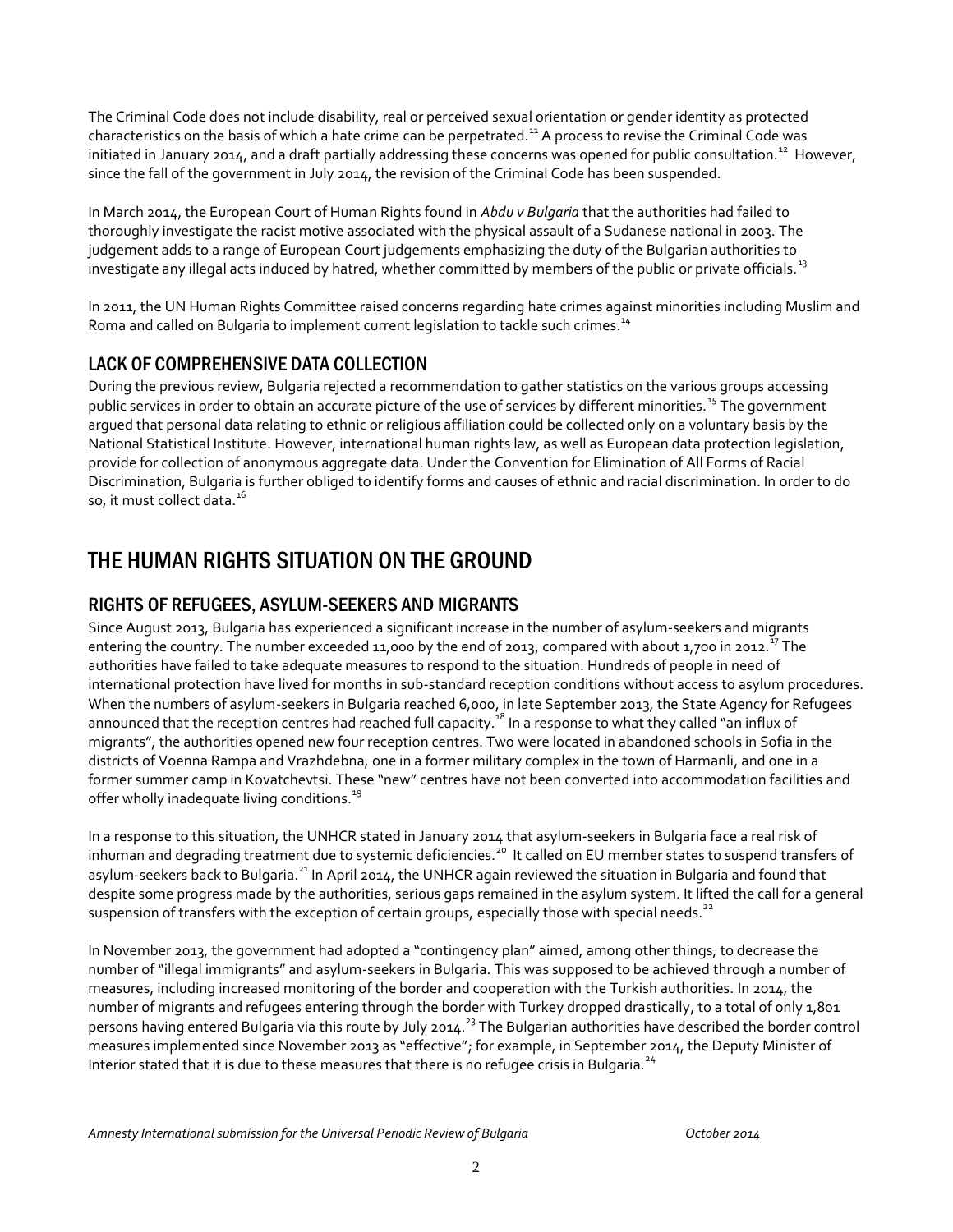The Criminal Code does not include disability, real or perceived sexual orientation or gender identity as protected characteristics on the basis of which a hate crime can be perpetrated.[11] A process to revise the Criminal Code was initiated in January 2014, and a draft partially addressing these concerns was opened for public consultation.[12] However, since the fall of the government in July 2014, the revision of the Criminal Code has been suspended.

In March 2014, the European Court of Human Rights found in *Abdu v Bulgaria* that the authorities had failed to thoroughly investigate the racist motive associated with the physical assault of a Sudanese national in 2003. The judgement adds to a range of European Court judgements emphasizing the duty of the Bulgarian authorities to investigate any illegal acts induced by hatred, whether committed by members of the public or private officials.[13]

In 2011, the UN Human Rights Committee raised concerns regarding hate crimes against minorities including Muslim and Roma and called on Bulgaria to implement current legislation to tackle such crimes.[14]

### LACK OF COMPREHENSIVE DATA COLLECTION

During the previous review, Bulgaria rejected a recommendation to gather statistics on the various groups accessing public services in order to obtain an accurate picture of the use of services by different minorities.[15] The government argued that personal data relating to ethnic or religious affiliation could be collected only on a voluntary basis by the National Statistical Institute. However, international human rights law, as well as European data protection legislation, provide for collection of anonymous aggregate data. Under the Convention for Elimination of All Forms of Racial Discrimination, Bulgaria is further obliged to identify forms and causes of ethnic and racial discrimination. In order to do so, it must collect data.[16]

## THE HUMAN RIGHTS SITUATION ON THE GROUND

### RIGHTS OF REFUGEES, ASYLUM-SEEKERS AND MIGRANTS

Since August 2013, Bulgaria has experienced a significant increase in the number of asylum-seekers and migrants entering the country. The number exceeded 11,000 by the end of 2013, compared with about 1,700 in 2012.[17] The authorities have failed to take adequate measures to respond to the situation. Hundreds of people in need of international protection have lived for months in sub-standard reception conditions without access to asylum procedures. When the numbers of asylum-seekers in Bulgaria reached 6,000, in late September 2013, the State Agency for Refugees announced that the reception centres had reached full capacity.[18] In a response to what they called "an influx of migrants", the authorities opened new four reception centres. Two were located in abandoned schools in Sofia in the districts of Voenna Rampa and Vrazhdebna, one in a former military complex in the town of Harmanli, and one in a former summer camp in Kovatchevtsi. These "new" centres have not been converted into accommodation facilities and offer wholly inadequate living conditions.[19]

In a response to this situation, the UNHCR stated in January 2014 that asylum-seekers in Bulgaria face a real risk of inhuman and degrading treatment due to systemic deficiencies.[20] It called on EU member states to suspend transfers of asylum-seekers back to Bulgaria.[21] In April 2014, the UNHCR again reviewed the situation in Bulgaria and found that despite some progress made by the authorities, serious gaps remained in the asylum system. It lifted the call for a general suspension of transfers with the exception of certain groups, especially those with special needs.[22]

In November 2013, the government had adopted a "contingency plan" aimed, among other things, to decrease the number of "illegal immigrants" and asylum-seekers in Bulgaria. This was supposed to be achieved through a number of measures, including increased monitoring of the border and cooperation with the Turkish authorities. In 2014, the number of migrants and refugees entering through the border with Turkey dropped drastically, to a total of only 1,801 persons having entered Bulgaria via this route by July 2014.[23] The Bulgarian authorities have described the border control measures implemented since November 2013 as "effective"; for example, in September 2014, the Deputy Minister of Interior stated that it is due to these measures that there is no refugee crisis in Bulgaria.[24]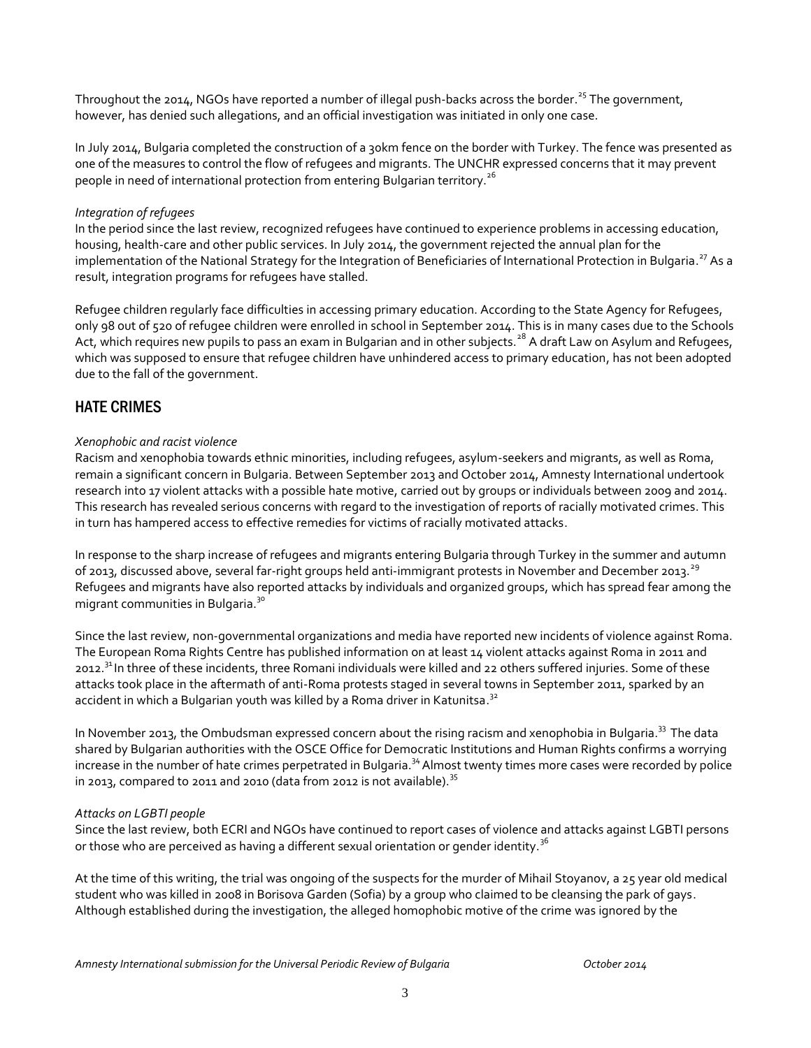Throughout the 2014, NGOs have reported a number of illegal push-backs across the border.[25] The government, however, has denied such allegations, and an official investigation was initiated in only one case.

In July 2014, Bulgaria completed the construction of a 30km fence on the border with Turkey. The fence was presented as one of the measures to control the flow of refugees and migrants. The UNCHR expressed concerns that it may prevent people in need of international protection from entering Bulgarian territory.[26]

*Integration of refugees*

In the period since the last review, recognized refugees have continued to experience problems in accessing education, housing, health-care and other public services. In July 2014, the government rejected the annual plan for the implementation of the National Strategy for the Integration of Beneficiaries of International Protection in Bulgaria.[27] As a result, integration programs for refugees have stalled.

Refugee children regularly face difficulties in accessing primary education. According to the State Agency for Refugees, only 98 out of 520 of refugee children were enrolled in school in September 2014. This is in many cases due to the Schools Act, which requires new pupils to pass an exam in Bulgarian and in other subjects.[28] A draft Law on Asylum and Refugees, which was supposed to ensure that refugee children have unhindered access to primary education, has not been adopted due to the fall of the government.

## HATE CRIMES

*Xenophobic and racist violence*

Racism and xenophobia towards ethnic minorities, including refugees, asylum-seekers and migrants, as well as Roma, remain a significant concern in Bulgaria. Between September 2013 and October 2014, Amnesty International undertook research into 17 violent attacks with a possible hate motive, carried out by groups or individuals between 2009 and 2014. This research has revealed serious concerns with regard to the investigation of reports of racially motivated crimes. This in turn has hampered access to effective remedies for victims of racially motivated attacks.

In response to the sharp increase of refugees and migrants entering Bulgaria through Turkey in the summer and autumn of 2013, discussed above, several far-right groups held anti-immigrant protests in November and December 2013.[29] Refugees and migrants have also reported attacks by individuals and organized groups, which has spread fear among the migrant communities in Bulgaria.[30]

Since the last review, non-governmental organizations and media have reported new incidents of violence against Roma. The European Roma Rights Centre has published information on at least 14 violent attacks against Roma in 2011 and 2012.[31] In three of these incidents, three Romani individuals were killed and 22 others suffered injuries. Some of these attacks took place in the aftermath of anti-Roma protests staged in several towns in September 2011, sparked by an accident in which a Bulgarian youth was killed by a Roma driver in Katunitsa.[32]

In November 2013, the Ombudsman expressed concern about the rising racism and xenophobia in Bulgaria.[33] The data shared by Bulgarian authorities with the OSCE Office for Democratic Institutions and Human Rights confirms a worrying increase in the number of hate crimes perpetrated in Bulgaria.[34] Almost twenty times more cases were recorded by police in 2013, compared to 2011 and 2010 (data from 2012 is not available).[35]

*Attacks on LGBTI people*

Since the last review, both ECRI and NGOs have continued to report cases of violence and attacks against LGBTI persons or those who are perceived as having a different sexual orientation or gender identity.[36]

At the time of this writing, the trial was ongoing of the suspects for the murder of Mihail Stoyanov, a 25 year old medical student who was killed in 2008 in Borisova Garden (Sofia) by a group who claimed to be cleansing the park of gays. Although established during the investigation, the alleged homophobic motive of the crime was ignored by the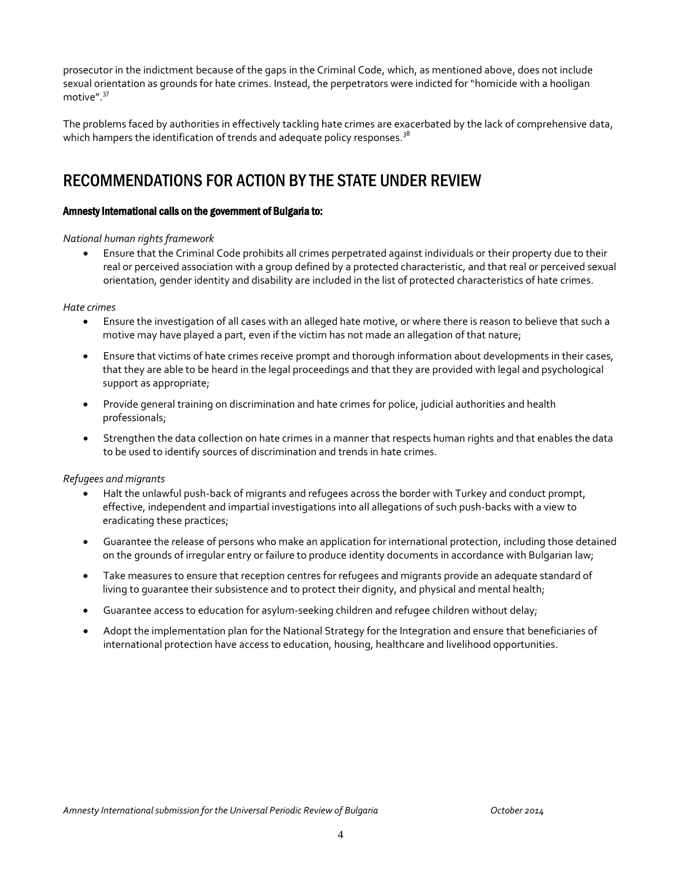prosecutor in the indictment because of the gaps in the Criminal Code, which, as mentioned above, does not include sexual orientation as grounds for hate crimes. Instead, the perpetrators were indicted for "homicide with a hooligan motive".[37]

The problems faced by authorities in effectively tackling hate crimes are exacerbated by the lack of comprehensive data, which hampers the identification of trends and adequate policy responses.[38]

## RECOMMENDATIONS FOR ACTION BY THE STATE UNDER REVIEW

**Amnesty International calls on the government of Bulgaria to:**

*National human rights framework*

- Ensure that the Criminal Code prohibits all crimes perpetrated against individuals or their property due to their real or perceived association with a group defined by a protected characteristic, and that real or perceived sexual orientation, gender identity and disability are included in the list of protected characteristics of hate crimes.

*Hate crimes*

- Ensure the investigation of all cases with an alleged hate motive, or where there is reason to believe that such a motive may have played a part, even if the victim has not made an allegation of that nature;
- Ensure that victims of hate crimes receive prompt and thorough information about developments in their cases, that they are able to be heard in the legal proceedings and that they are provided with legal and psychological support as appropriate;
- Provide general training on discrimination and hate crimes for police, judicial authorities and health professionals;
- Strengthen the data collection on hate crimes in a manner that respects human rights and that enables the data to be used to identify sources of discrimination and trends in hate crimes.

*Refugees and migrants*

- Halt the unlawful push-back of migrants and refugees across the border with Turkey and conduct prompt, effective, independent and impartial investigations into all allegations of such push-backs with a view to eradicating these practices;
- Guarantee the release of persons who make an application for international protection, including those detained on the grounds of irregular entry or failure to produce identity documents in accordance with Bulgarian law;
- Take measures to ensure that reception centres for refugees and migrants provide an adequate standard of living to guarantee their subsistence and to protect their dignity, and physical and mental health;
- Guarantee access to education for asylum-seeking children and refugee children without delay;
- Adopt the implementation plan for the National Strategy for the Integration and ensure that beneficiaries of international protection have access to education, housing, healthcare and livelihood opportunities.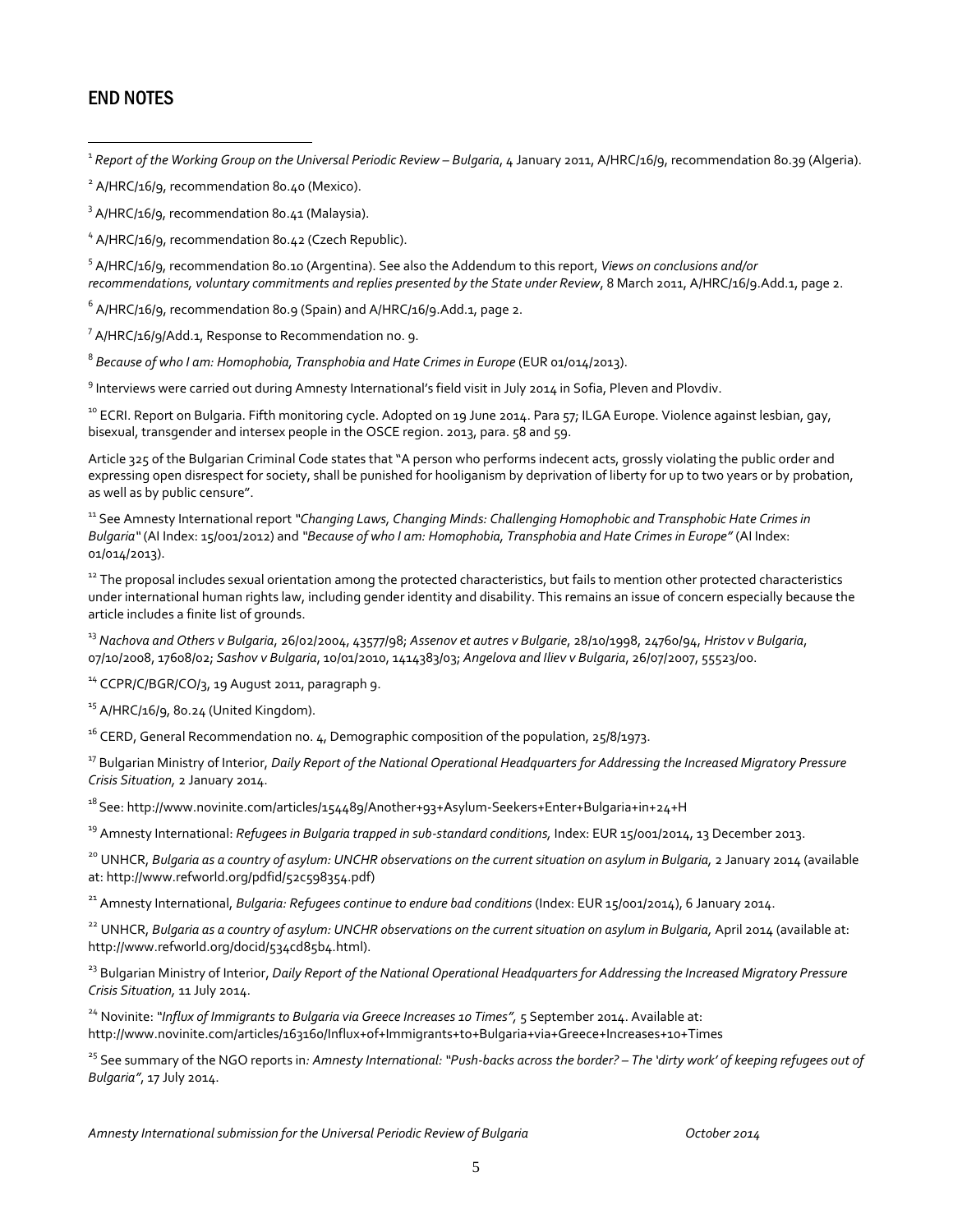## END NOTES

[1] *Report of the Working Group on the Universal Periodic Review – Bulgaria*, 4 January 2011, A/HRC/16/9, recommendation 80.39 (Algeria).

[2] A/HRC/16/9, recommendation 80.40 (Mexico).

[3] A/HRC/16/9, recommendation 80.41 (Malaysia).

[4] A/HRC/16/9, recommendation 80.42 (Czech Republic).

[5] A/HRC/16/9, recommendation 80.10 (Argentina). See also the Addendum to this report, *Views on conclusions and/or recommendations, voluntary commitments and replies presented by the State under Review*, 8 March 2011, A/HRC/16/9.Add.1, page 2.

[6] A/HRC/16/9, recommendation 80.9 (Spain) and A/HRC/16/9.Add.1, page 2.

[7] A/HRC/16/9/Add.1, Response to Recommendation no. 9.

[8] *Because of who I am: Homophobia, Transphobia and Hate Crimes in Europe* (EUR 01/014/2013).

[9] Interviews were carried out during Amnesty International's field visit in July 2014 in Sofia, Pleven and Plovdiv.

[10] ECRI. Report on Bulgaria. Fifth monitoring cycle. Adopted on 19 June 2014. Para 57; ILGA Europe. Violence against lesbian, gay, bisexual, transgender and intersex people in the OSCE region. 2013, para. 58 and 59.

Article 325 of the Bulgarian Criminal Code states that "A person who performs indecent acts, grossly violating the public order and expressing open disrespect for society, shall be punished for hooliganism by deprivation of liberty for up to two years or by probation, as well as by public censure".

[11] See Amnesty International report *"Changing Laws, Changing Minds: Challenging Homophobic and Transphobic Hate Crimes in Bulgaria"* (AI Index: 15/001/2012) and *"Because of who I am: Homophobia, Transphobia and Hate Crimes in Europe"* (AI Index: 01/014/2013).

[12] The proposal includes sexual orientation among the protected characteristics, but fails to mention other protected characteristics under international human rights law, including gender identity and disability. This remains an issue of concern especially because the article includes a finite list of grounds.

[13] *Nachova and Others v Bulgaria*, 26/02/2004, 43577/98; *Assenov et autres v Bulgarie*, 28/10/1998, 24760/94, *Hristov v Bulgaria*, 07/10/2008, 17608/02; *Sashov v Bulgaria*, 10/01/2010, 1414383/03; *Angelova and Iliev v Bulgaria*, 26/07/2007, 55523/00.

[14] CCPR/C/BGR/CO/3, 19 August 2011, paragraph 9.

[15] A/HRC/16/9, 80.24 (United Kingdom).

[16] CERD, General Recommendation no. 4, Demographic composition of the population, 25/8/1973.

[17] Bulgarian Ministry of Interior, *Daily Report of the National Operational Headquarters for Addressing the Increased Migratory Pressure Crisis Situation,* 2 January 2014.

[18] See: http://www.novinite.com/articles/154489/Another+93+Asylum-Seekers+Enter+Bulgaria+in+24+H

[19] Amnesty International: *Refugees in Bulgaria trapped in sub-standard conditions,* Index: EUR 15/001/2014, 13 December 2013.

[20] UNHCR, *Bulgaria as a country of asylum: UNCHR observations on the current situation on asylum in Bulgaria,* 2 January 2014 (available at: http://www.refworld.org/pdfid/52c598354.pdf)

[21] Amnesty International, *Bulgaria: Refugees continue to endure bad conditions* (Index: EUR 15/001/2014), 6 January 2014.

[22] UNHCR, *Bulgaria as a country of asylum: UNCHR observations on the current situation on asylum in Bulgaria,* April 2014 (available at: http://www.refworld.org/docid/534cd85b4.html).

[23] Bulgarian Ministry of Interior, *Daily Report of the National Operational Headquarters for Addressing the Increased Migratory Pressure Crisis Situation,* 11 July 2014.

[24] Novinite: *"Influx of Immigrants to Bulgaria via Greece Increases 10 Times",* 5 September 2014. Available at: http://www.novinite.com/articles/163160/Influx+of+Immigrants+to+Bulgaria+via+Greece+Increases+10+Times

[25] See summary of the NGO reports in*: Amnesty International: "Push-backs across the border? – The 'dirty work' of keeping refugees out of Bulgaria"*, 17 July 2014.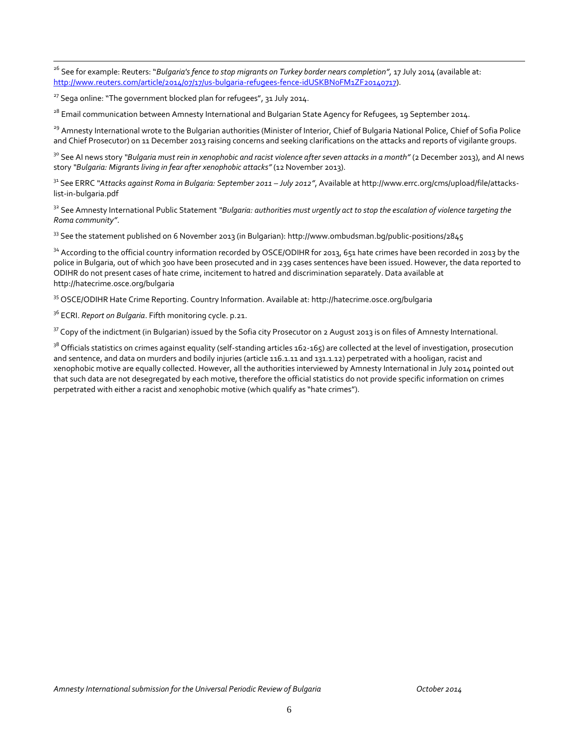[26] See for example: Reuters: "*Bulgaria's fence to stop migrants on Turkey border nears completion"*, 17 July 2014 (available at: http://www.reuters.com/article/2014/07/17/us-bulgaria-refugees-fence-idUSKBN0FM1ZF20140717).

[27] Sega online: "The government blocked plan for refugees", 31 July 2014.

[28] Email communication between Amnesty International and Bulgarian State Agency for Refugees, 19 September 2014.

[29] Amnesty International wrote to the Bulgarian authorities (Minister of Interior, Chief of Bulgaria National Police, Chief of Sofia Police and Chief Prosecutor) on 11 December 2013 raising concerns and seeking clarifications on the attacks and reports of vigilante groups.

[30] See AI news story *"Bulgaria must rein in xenophobic and racist violence after seven attacks in a month"* (2 December 2013), and AI news story *"Bulgaria: Migrants living in fear after xenophobic attacks"* (12 November 2013).

[31] See ERRC *"Attacks against Roma in Bulgaria: September 2011 – July 2012"*, Available at http://www.errc.org/cms/upload/file/attacks-list-in-bulgaria.pdf

[32] See Amnesty International Public Statement *"Bulgaria: authorities must urgently act to stop the escalation of violence targeting the Roma community"*.

[33] See the statement published on 6 November 2013 (in Bulgarian): http://www.ombudsman.bg/public-positions/2845

[34] According to the official country information recorded by OSCE/ODIHR for 2013, 651 hate crimes have been recorded in 2013 by the police in Bulgaria, out of which 300 have been prosecuted and in 239 cases sentences have been issued. However, the data reported to ODIHR do not present cases of hate crime, incitement to hatred and discrimination separately. Data available at http://hatecrime.osce.org/bulgaria

[35] OSCE/ODIHR Hate Crime Reporting. Country Information. Available at: http://hatecrime.osce.org/bulgaria

[36] ECRI. *Report on Bulgaria*. Fifth monitoring cycle. p.21.

[37] Copy of the indictment (in Bulgarian) issued by the Sofia city Prosecutor on 2 August 2013 is on files of Amnesty International.

[38] Officials statistics on crimes against equality (self-standing articles 162-165) are collected at the level of investigation, prosecution and sentence, and data on murders and bodily injuries (article 116.1.11 and 131.1.12) perpetrated with a hooligan, racist and xenophobic motive are equally collected. However, all the authorities interviewed by Amnesty International in July 2014 pointed out that such data are not desegregated by each motive, therefore the official statistics do not provide specific information on crimes perpetrated with either a racist and xenophobic motive (which qualify as "hate crimes").